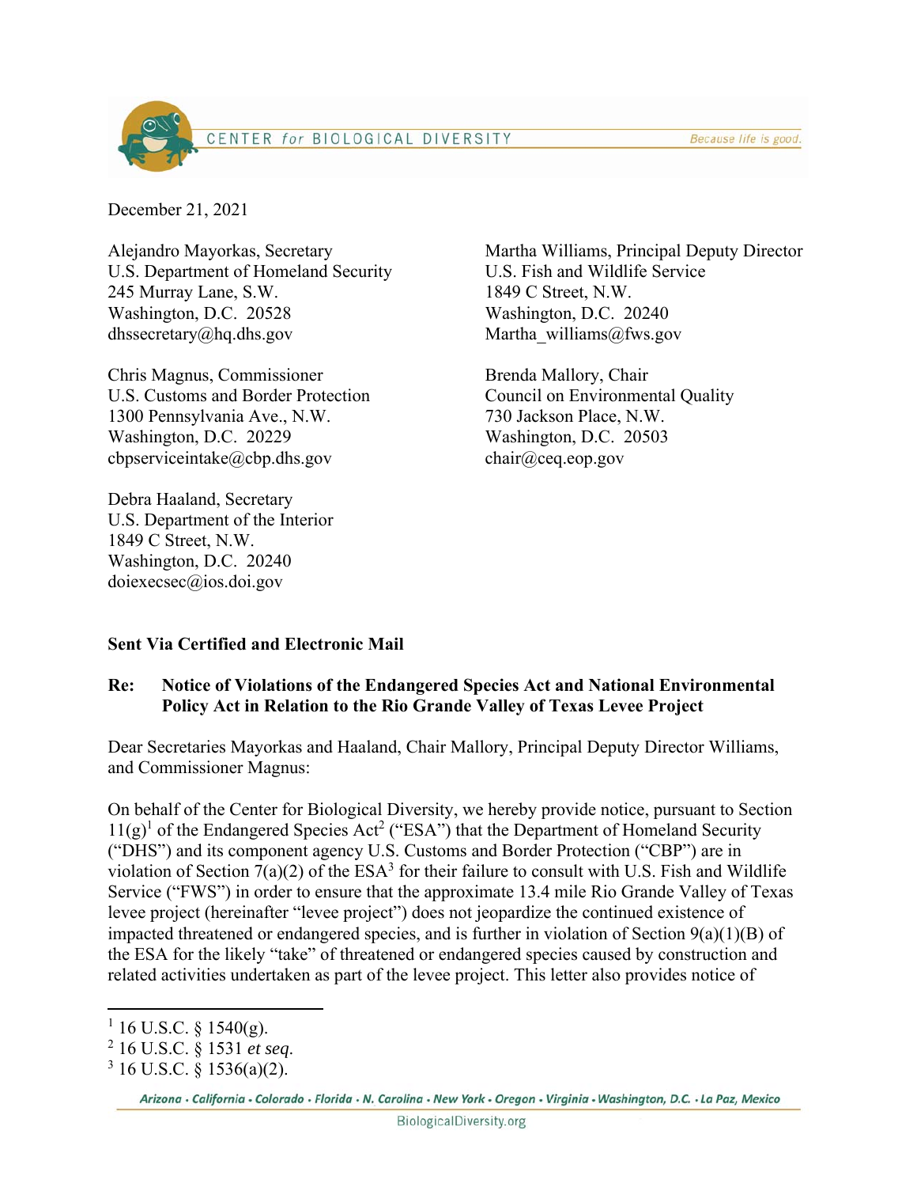December 21, 2021

Alejandro Mayorkas, Secretary
U.S. Department of Homeland Security
245 Murray Lane, S.W.
Washington, D.C. 20528
dhssecretary@hq.dhs.gov

Chris Magnus, Commissioner
U.S. Customs and Border Protection
1300 Pennsylvania Ave., N.W.
Washington, D.C. 20229
cbpserviceintake@cbp.dhs.gov

Debra Haaland, Secretary
U.S. Department of the Interior
1849 C Street, N.W.
Washington, D.C. 20240
doiexecsec@ios.doi.gov

Martha Williams, Principal Deputy Director
U.S. Fish and Wildlife Service
1849 C Street, N.W.
Washington, D.C. 20240
Martha_williams@fws.gov

Brenda Mallory, Chair
Council on Environmental Quality
730 Jackson Place, N.W.
Washington, D.C. 20503
chair@ceq.eop.gov

**Sent Via Certified and Electronic Mail**

**Re: Notice of Violations of the Endangered Species Act and National Environmental Policy Act in Relation to the Rio Grande Valley of Texas Levee Project**

Dear Secretaries Mayorkas and Haaland, Chair Mallory, Principal Deputy Director Williams, and Commissioner Magnus:

On behalf of the Center for Biological Diversity, we hereby provide notice, pursuant to Section 11(g)[1] of the Endangered Species Act[2] ("ESA") that the Department of Homeland Security ("DHS") and its component agency U.S. Customs and Border Protection ("CBP") are in violation of Section 7(a)(2) of the ESA[3] for their failure to consult with U.S. Fish and Wildlife Service ("FWS") in order to ensure that the approximate 13.4 mile Rio Grande Valley of Texas levee project (hereinafter "levee project") does not jeopardize the continued existence of impacted threatened or endangered species, and is further in violation of Section 9(a)(1)(B) of the ESA for the likely "take" of threatened or endangered species caused by construction and related activities undertaken as part of the levee project. This letter also provides notice of

---

[1] 16 U.S.C. § 1540(g).

[2] 16 U.S.C. § 1531 *et seq.*

[3] 16 U.S.C. § 1536(a)(2).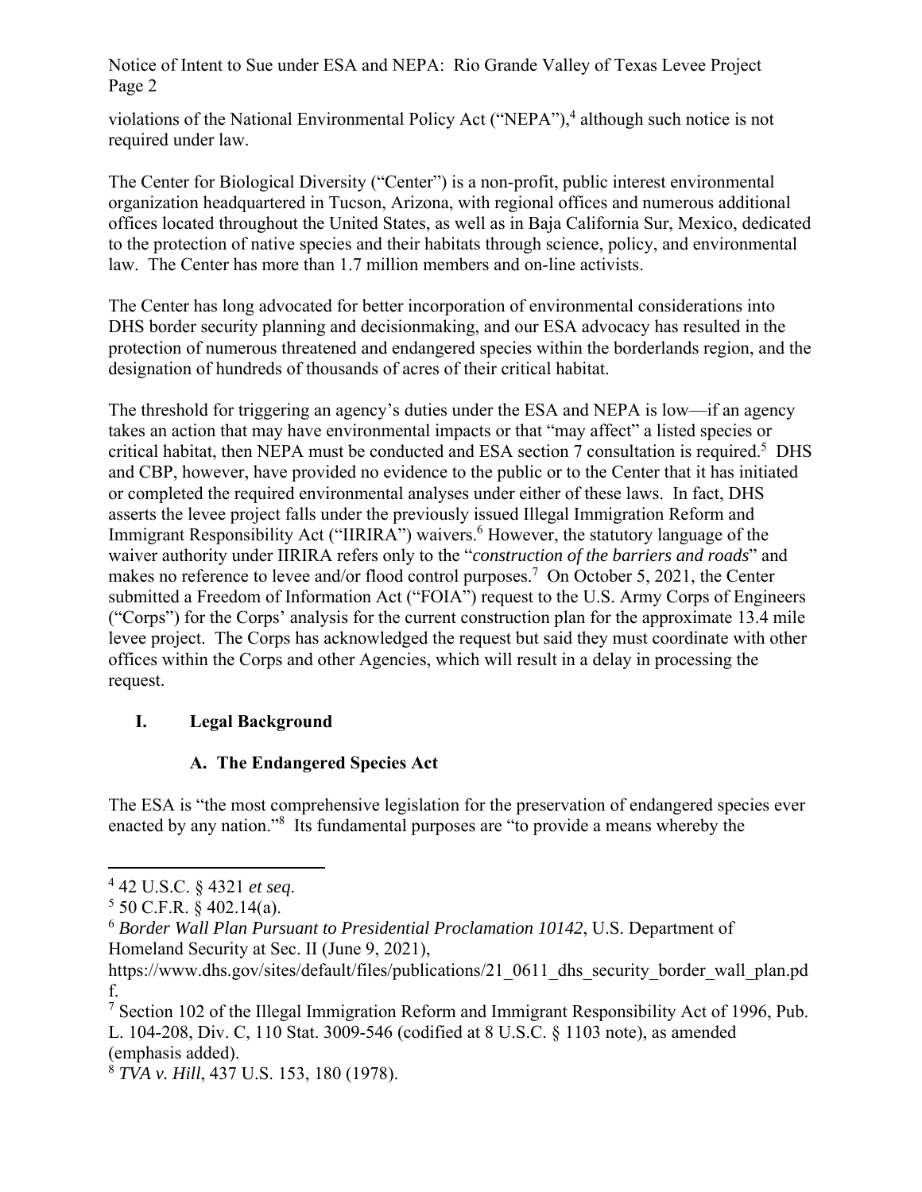violations of the National Environmental Policy Act ("NEPA"),[4] although such notice is not required under law.

The Center for Biological Diversity ("Center") is a non-profit, public interest environmental organization headquartered in Tucson, Arizona, with regional offices and numerous additional offices located throughout the United States, as well as in Baja California Sur, Mexico, dedicated to the protection of native species and their habitats through science, policy, and environmental law. The Center has more than 1.7 million members and on-line activists.

The Center has long advocated for better incorporation of environmental considerations into DHS border security planning and decisionmaking, and our ESA advocacy has resulted in the protection of numerous threatened and endangered species within the borderlands region, and the designation of hundreds of thousands of acres of their critical habitat.

The threshold for triggering an agency's duties under the ESA and NEPA is low—if an agency takes an action that may have environmental impacts or that "may affect" a listed species or critical habitat, then NEPA must be conducted and ESA section 7 consultation is required.[5] DHS and CBP, however, have provided no evidence to the public or to the Center that it has initiated or completed the required environmental analyses under either of these laws. In fact, DHS asserts the levee project falls under the previously issued Illegal Immigration Reform and Immigrant Responsibility Act ("IIRIRA") waivers.[6] However, the statutory language of the waiver authority under IIRIRA refers only to the "*construction of the barriers and roads*" and makes no reference to levee and/or flood control purposes.[7] On October 5, 2021, the Center submitted a Freedom of Information Act ("FOIA") request to the U.S. Army Corps of Engineers ("Corps") for the Corps' analysis for the current construction plan for the approximate 13.4 mile levee project. The Corps has acknowledged the request but said they must coordinate with other offices within the Corps and other Agencies, which will result in a delay in processing the request.

## I. Legal Background

### A. The Endangered Species Act

The ESA is "the most comprehensive legislation for the preservation of endangered species ever enacted by any nation."[8] Its fundamental purposes are "to provide a means whereby the

---

[4] 42 U.S.C. § 4321 *et seq*.

[5] 50 C.F.R. § 402.14(a).

[6] *Border Wall Plan Pursuant to Presidential Proclamation 10142*, U.S. Department of Homeland Security at Sec. II (June 9, 2021), https://www.dhs.gov/sites/default/files/publications/21_0611_dhs_security_border_wall_plan.pdf.

[7] Section 102 of the Illegal Immigration Reform and Immigrant Responsibility Act of 1996, Pub. L. 104-208, Div. C, 110 Stat. 3009-546 (codified at 8 U.S.C. § 1103 note), as amended (emphasis added).

[8] *TVA v. Hill*, 437 U.S. 153, 180 (1978).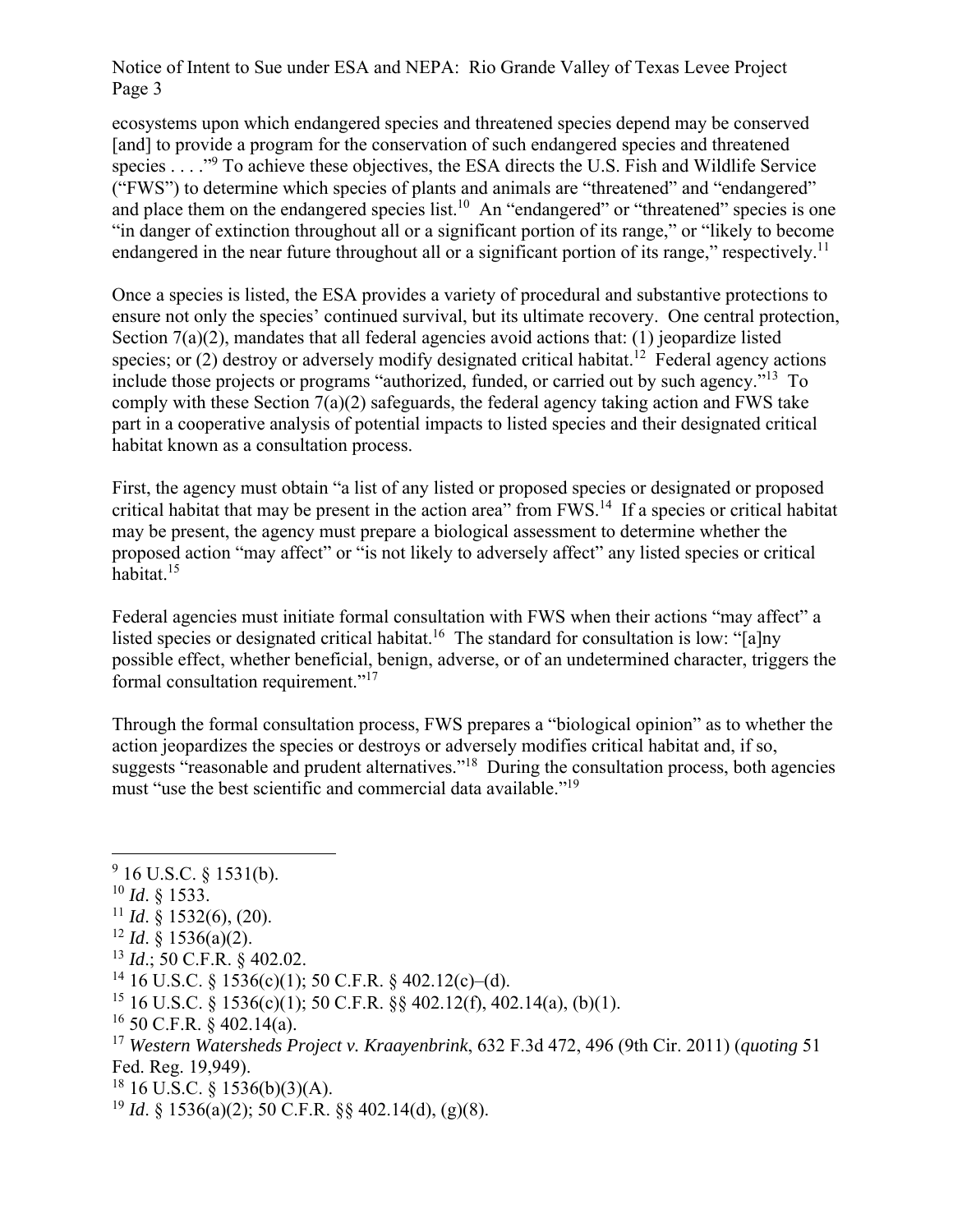ecosystems upon which endangered species and threatened species depend may be conserved [and] to provide a program for the conservation of such endangered species and threatened species . . . ."[9] To achieve these objectives, the ESA directs the U.S. Fish and Wildlife Service ("FWS") to determine which species of plants and animals are "threatened" and "endangered" and place them on the endangered species list.[10] An "endangered" or "threatened" species is one "in danger of extinction throughout all or a significant portion of its range," or "likely to become endangered in the near future throughout all or a significant portion of its range," respectively.[11]

Once a species is listed, the ESA provides a variety of procedural and substantive protections to ensure not only the species' continued survival, but its ultimate recovery. One central protection, Section 7(a)(2), mandates that all federal agencies avoid actions that: (1) jeopardize listed species; or (2) destroy or adversely modify designated critical habitat.[12] Federal agency actions include those projects or programs "authorized, funded, or carried out by such agency."[13] To comply with these Section 7(a)(2) safeguards, the federal agency taking action and FWS take part in a cooperative analysis of potential impacts to listed species and their designated critical habitat known as a consultation process.

First, the agency must obtain "a list of any listed or proposed species or designated or proposed critical habitat that may be present in the action area" from FWS.[14] If a species or critical habitat may be present, the agency must prepare a biological assessment to determine whether the proposed action "may affect" or "is not likely to adversely affect" any listed species or critical habitat.[15]

Federal agencies must initiate formal consultation with FWS when their actions "may affect" a listed species or designated critical habitat.[16] The standard for consultation is low: "[a]ny possible effect, whether beneficial, benign, adverse, or of an undetermined character, triggers the formal consultation requirement."[17]

Through the formal consultation process, FWS prepares a "biological opinion" as to whether the action jeopardizes the species or destroys or adversely modifies critical habitat and, if so, suggests "reasonable and prudent alternatives."[18] During the consultation process, both agencies must "use the best scientific and commercial data available."[19]

---

[9] 16 U.S.C. § 1531(b).

[10] *Id*. § 1533.

[11] *Id*. § 1532(6), (20).

[12] *Id*. § 1536(a)(2).

[13] *Id*.; 50 C.F.R. § 402.02.

[14] 16 U.S.C. § 1536(c)(1); 50 C.F.R. § 402.12(c)–(d).

[15] 16 U.S.C. § 1536(c)(1); 50 C.F.R. §§ 402.12(f), 402.14(a), (b)(1).

[16] 50 C.F.R. § 402.14(a).

[17] *Western Watersheds Project v. Kraayenbrink*, 632 F.3d 472, 496 (9th Cir. 2011) (*quoting* 51 Fed. Reg. 19,949).

[18] 16 U.S.C. § 1536(b)(3)(A).

[19] *Id*. § 1536(a)(2); 50 C.F.R. §§ 402.14(d), (g)(8).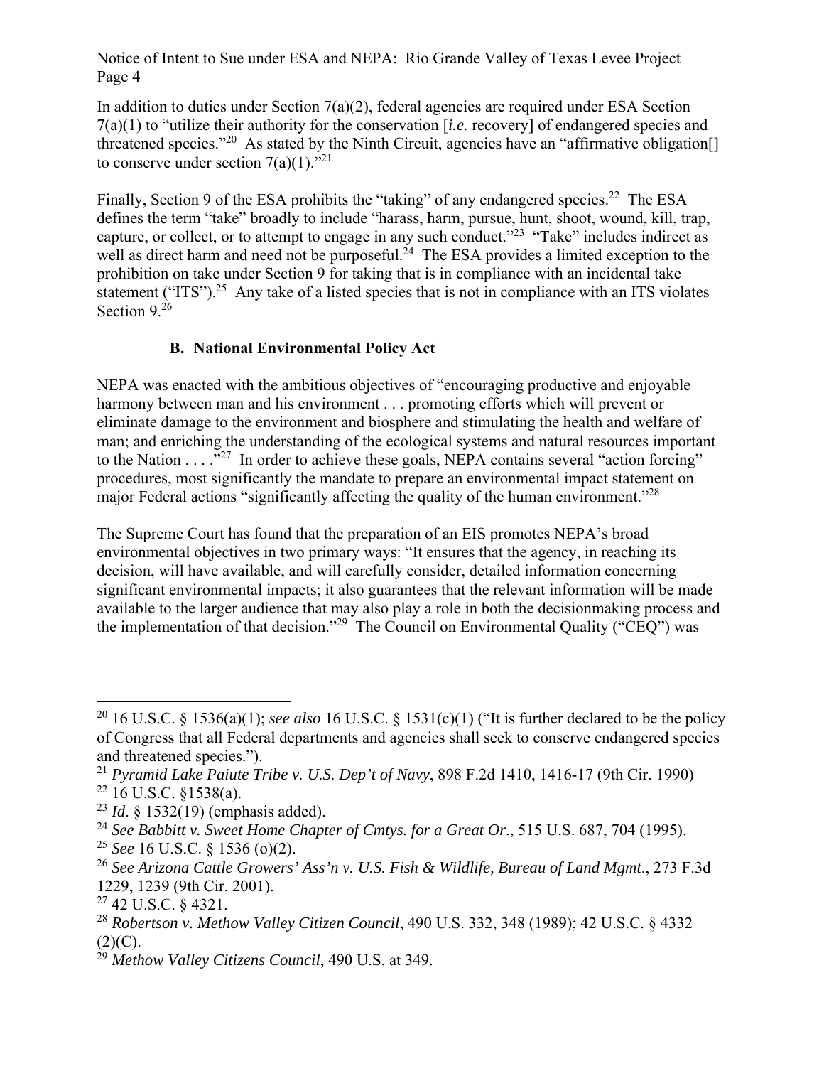In addition to duties under Section 7(a)(2), federal agencies are required under ESA Section 7(a)(1) to "utilize their authority for the conservation [*i.e.* recovery] of endangered species and threatened species."[20] As stated by the Ninth Circuit, agencies have an "affirmative obligation[] to conserve under section 7(a)(1)."[21]

Finally, Section 9 of the ESA prohibits the "taking" of any endangered species.[22] The ESA defines the term "take" broadly to include "harass, harm, pursue, hunt, shoot, wound, kill, trap, capture, or collect, or to attempt to engage in any such conduct."[23] "Take" includes indirect as well as direct harm and need not be purposeful.[24] The ESA provides a limited exception to the prohibition on take under Section 9 for taking that is in compliance with an incidental take statement ("ITS").[25] Any take of a listed species that is not in compliance with an ITS violates Section 9.[26]

### B. National Environmental Policy Act

NEPA was enacted with the ambitious objectives of "encouraging productive and enjoyable harmony between man and his environment . . . promoting efforts which will prevent or eliminate damage to the environment and biosphere and stimulating the health and welfare of man; and enriching the understanding of the ecological systems and natural resources important to the Nation . . . ."[27] In order to achieve these goals, NEPA contains several "action forcing" procedures, most significantly the mandate to prepare an environmental impact statement on major Federal actions "significantly affecting the quality of the human environment."[28]

The Supreme Court has found that the preparation of an EIS promotes NEPA's broad environmental objectives in two primary ways: "It ensures that the agency, in reaching its decision, will have available, and will carefully consider, detailed information concerning significant environmental impacts; it also guarantees that the relevant information will be made available to the larger audience that may also play a role in both the decisionmaking process and the implementation of that decision."[29] The Council on Environmental Quality ("CEQ") was

---

[20] 16 U.S.C. § 1536(a)(1); *see also* 16 U.S.C. § 1531(c)(1) ("It is further declared to be the policy of Congress that all Federal departments and agencies shall seek to conserve endangered species and threatened species.").

[21] *Pyramid Lake Paiute Tribe v. U.S. Dep't of Navy*, 898 F.2d 1410, 1416-17 (9th Cir. 1990)

[22] 16 U.S.C. §1538(a).

[23] *Id*. § 1532(19) (emphasis added).

[24] *See Babbitt v. Sweet Home Chapter of Cmtys. for a Great Or*., 515 U.S. 687, 704 (1995).

[25] *See* 16 U.S.C. § 1536 (o)(2).

[26] *See Arizona Cattle Growers' Ass'n v. U.S. Fish & Wildlife, Bureau of Land Mgmt*., 273 F.3d 1229, 1239 (9th Cir. 2001).

[27] 42 U.S.C. § 4321.

[28] *Robertson v. Methow Valley Citizen Council*, 490 U.S. 332, 348 (1989); 42 U.S.C. § 4332 (2)(C).

[29] *Methow Valley Citizens Council*, 490 U.S. at 349.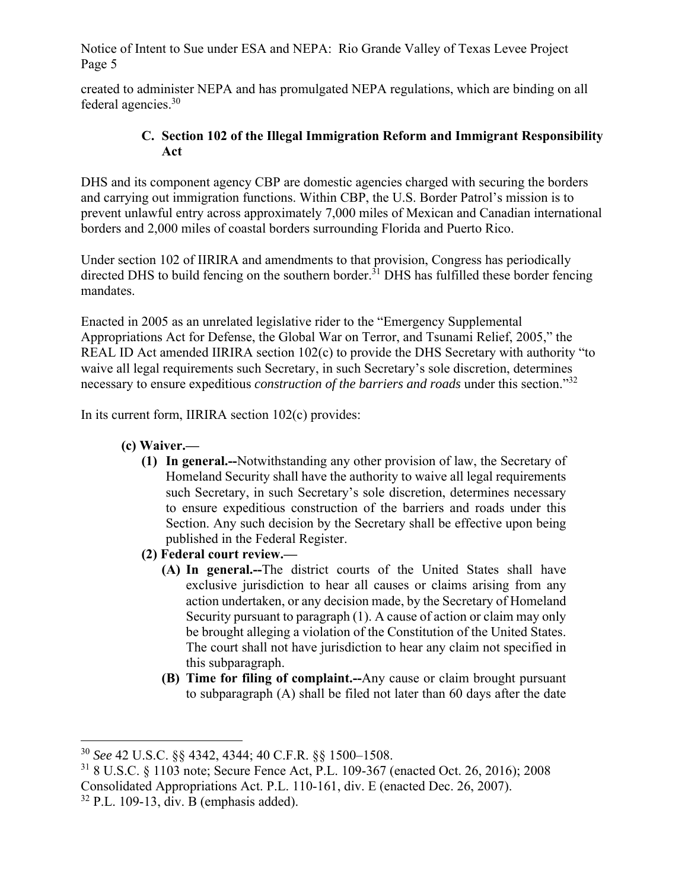created to administer NEPA and has promulgated NEPA regulations, which are binding on all federal agencies.[30]

### C. Section 102 of the Illegal Immigration Reform and Immigrant Responsibility Act

DHS and its component agency CBP are domestic agencies charged with securing the borders and carrying out immigration functions. Within CBP, the U.S. Border Patrol's mission is to prevent unlawful entry across approximately 7,000 miles of Mexican and Canadian international borders and 2,000 miles of coastal borders surrounding Florida and Puerto Rico.

Under section 102 of IIRIRA and amendments to that provision, Congress has periodically directed DHS to build fencing on the southern border.[31] DHS has fulfilled these border fencing mandates.

Enacted in 2005 as an unrelated legislative rider to the "Emergency Supplemental Appropriations Act for Defense, the Global War on Terror, and Tsunami Relief, 2005," the REAL ID Act amended IIRIRA section 102(c) to provide the DHS Secretary with authority "to waive all legal requirements such Secretary, in such Secretary's sole discretion, determines necessary to ensure expeditious *construction of the barriers and roads* under this section."[32]

In its current form, IIRIRA section 102(c) provides:

> **(c) Waiver.—**
>
> **(1) In general.--**Notwithstanding any other provision of law, the Secretary of Homeland Security shall have the authority to waive all legal requirements such Secretary, in such Secretary's sole discretion, determines necessary to ensure expeditious construction of the barriers and roads under this Section. Any such decision by the Secretary shall be effective upon being published in the Federal Register.
>
> **(2) Federal court review.—**
>
> **(A) In general.--**The district courts of the United States shall have exclusive jurisdiction to hear all causes or claims arising from any action undertaken, or any decision made, by the Secretary of Homeland Security pursuant to paragraph (1). A cause of action or claim may only be brought alleging a violation of the Constitution of the United States. The court shall not have jurisdiction to hear any claim not specified in this subparagraph.
>
> **(B) Time for filing of complaint.--**Any cause or claim brought pursuant to subparagraph (A) shall be filed not later than 60 days after the date

---

[30] *See* 42 U.S.C. §§ 4342, 4344; 40 C.F.R. §§ 1500–1508.

[31] 8 U.S.C. § 1103 note; Secure Fence Act, P.L. 109-367 (enacted Oct. 26, 2016); 2008 Consolidated Appropriations Act. P.L. 110-161, div. E (enacted Dec. 26, 2007).

[32] P.L. 109-13, div. B (emphasis added).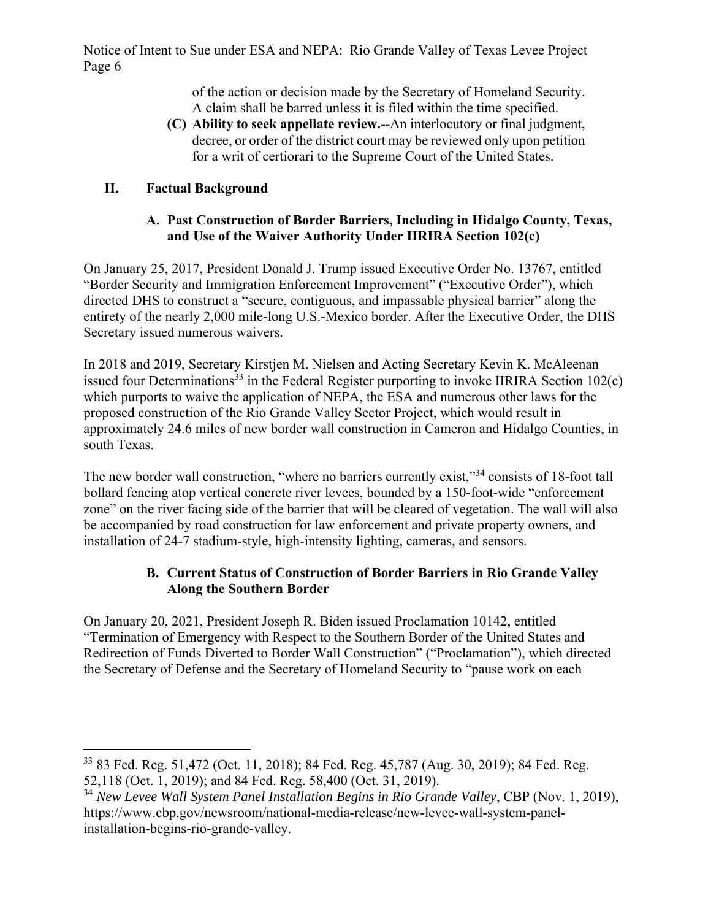of the action or decision made by the Secretary of Homeland Security. A claim shall be barred unless it is filed within the time specified.

**(C) Ability to seek appellate review.--**An interlocutory or final judgment, decree, or order of the district court may be reviewed only upon petition for a writ of certiorari to the Supreme Court of the United States.

## II. Factual Background

### A. Past Construction of Border Barriers, Including in Hidalgo County, Texas, and Use of the Waiver Authority Under IIRIRA Section 102(c)

On January 25, 2017, President Donald J. Trump issued Executive Order No. 13767, entitled "Border Security and Immigration Enforcement Improvement" ("Executive Order"), which directed DHS to construct a "secure, contiguous, and impassable physical barrier" along the entirety of the nearly 2,000 mile-long U.S.-Mexico border. After the Executive Order, the DHS Secretary issued numerous waivers.

In 2018 and 2019, Secretary Kirstjen M. Nielsen and Acting Secretary Kevin K. McAleenan issued four Determinations[33] in the Federal Register purporting to invoke IIRIRA Section 102(c) which purports to waive the application of NEPA, the ESA and numerous other laws for the proposed construction of the Rio Grande Valley Sector Project, which would result in approximately 24.6 miles of new border wall construction in Cameron and Hidalgo Counties, in south Texas.

The new border wall construction, "where no barriers currently exist,"[34] consists of 18-foot tall bollard fencing atop vertical concrete river levees, bounded by a 150-foot-wide "enforcement zone" on the river facing side of the barrier that will be cleared of vegetation. The wall will also be accompanied by road construction for law enforcement and private property owners, and installation of 24-7 stadium-style, high-intensity lighting, cameras, and sensors.

### B. Current Status of Construction of Border Barriers in Rio Grande Valley Along the Southern Border

On January 20, 2021, President Joseph R. Biden issued Proclamation 10142, entitled "Termination of Emergency with Respect to the Southern Border of the United States and Redirection of Funds Diverted to Border Wall Construction" ("Proclamation"), which directed the Secretary of Defense and the Secretary of Homeland Security to "pause work on each

---

[33] 83 Fed. Reg. 51,472 (Oct. 11, 2018); 84 Fed. Reg. 45,787 (Aug. 30, 2019); 84 Fed. Reg. 52,118 (Oct. 1, 2019); and 84 Fed. Reg. 58,400 (Oct. 31, 2019).

[34] *New Levee Wall System Panel Installation Begins in Rio Grande Valley*, CBP (Nov. 1, 2019), https://www.cbp.gov/newsroom/national-media-release/new-levee-wall-system-panel-installation-begins-rio-grande-valley.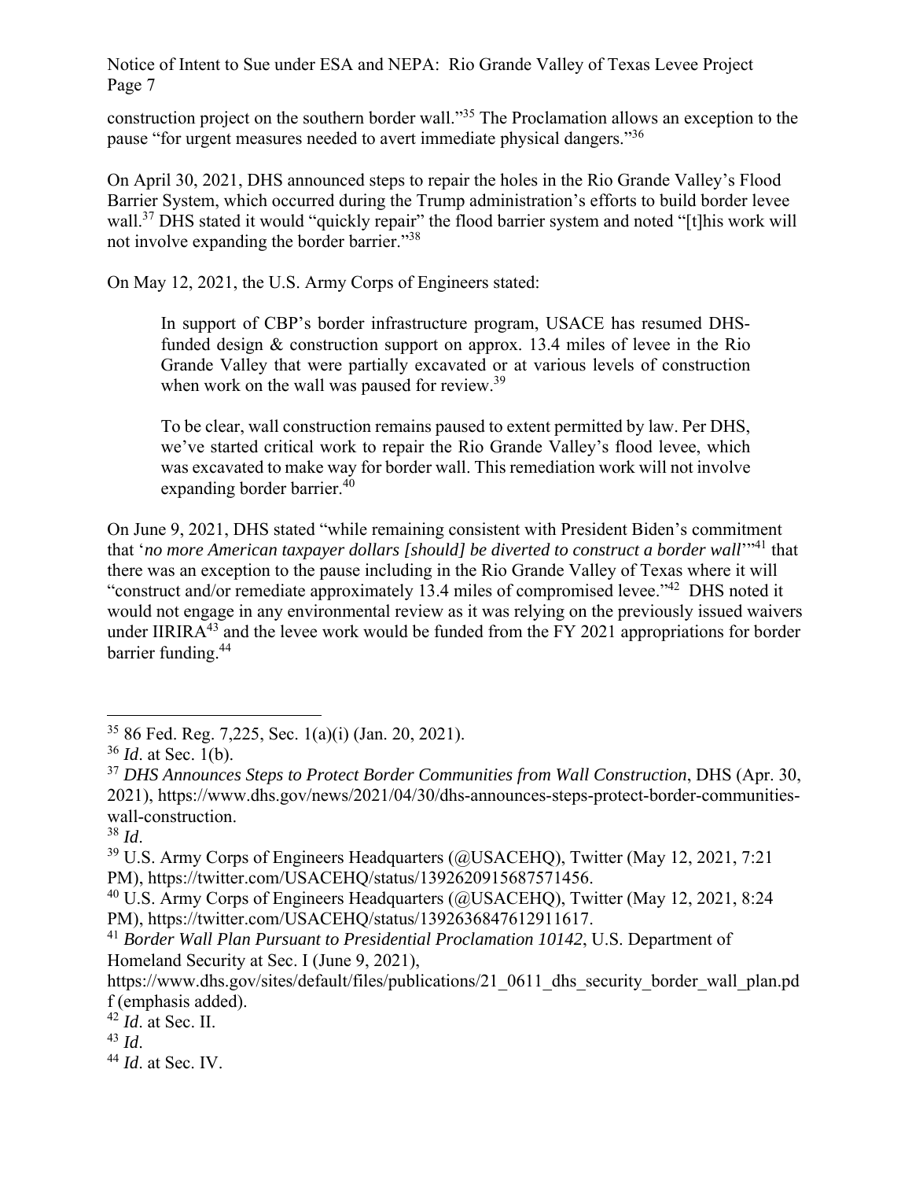construction project on the southern border wall."[35] The Proclamation allows an exception to the pause "for urgent measures needed to avert immediate physical dangers."[36]

On April 30, 2021, DHS announced steps to repair the holes in the Rio Grande Valley's Flood Barrier System, which occurred during the Trump administration's efforts to build border levee wall.[37] DHS stated it would "quickly repair" the flood barrier system and noted "[t]his work will not involve expanding the border barrier."[38]

On May 12, 2021, the U.S. Army Corps of Engineers stated:

> In support of CBP's border infrastructure program, USACE has resumed DHS-funded design & construction support on approx. 13.4 miles of levee in the Rio Grande Valley that were partially excavated or at various levels of construction when work on the wall was paused for review.[39]
>
> To be clear, wall construction remains paused to extent permitted by law. Per DHS, we've started critical work to repair the Rio Grande Valley's flood levee, which was excavated to make way for border wall. This remediation work will not involve expanding border barrier.[40]

On June 9, 2021, DHS stated "while remaining consistent with President Biden's commitment that '*no more American taxpayer dollars [should] be diverted to construct a border wall*'"[41] that there was an exception to the pause including in the Rio Grande Valley of Texas where it will "construct and/or remediate approximately 13.4 miles of compromised levee."[42] DHS noted it would not engage in any environmental review as it was relying on the previously issued waivers under IIRIRA[43] and the levee work would be funded from the FY 2021 appropriations for border barrier funding.[44]

---

[35] 86 Fed. Reg. 7,225, Sec. 1(a)(i) (Jan. 20, 2021).

[36] *Id*. at Sec. 1(b).

[37] *DHS Announces Steps to Protect Border Communities from Wall Construction*, DHS (Apr. 30, 2021), https://www.dhs.gov/news/2021/04/30/dhs-announces-steps-protect-border-communities-wall-construction.

[38] *Id*.

[39] U.S. Army Corps of Engineers Headquarters (@USACEHQ), Twitter (May 12, 2021, 7:21 PM), https://twitter.com/USACEHQ/status/1392620915687571456.

[40] U.S. Army Corps of Engineers Headquarters (@USACEHQ), Twitter (May 12, 2021, 8:24 PM), https://twitter.com/USACEHQ/status/1392636847612911617.

[41] *Border Wall Plan Pursuant to Presidential Proclamation 10142*, U.S. Department of Homeland Security at Sec. I (June 9, 2021), https://www.dhs.gov/sites/default/files/publications/21_0611_dhs_security_border_wall_plan.pdf (emphasis added).

[42] *Id*. at Sec. II.

[43] *Id*.

[44] *Id*. at Sec. IV.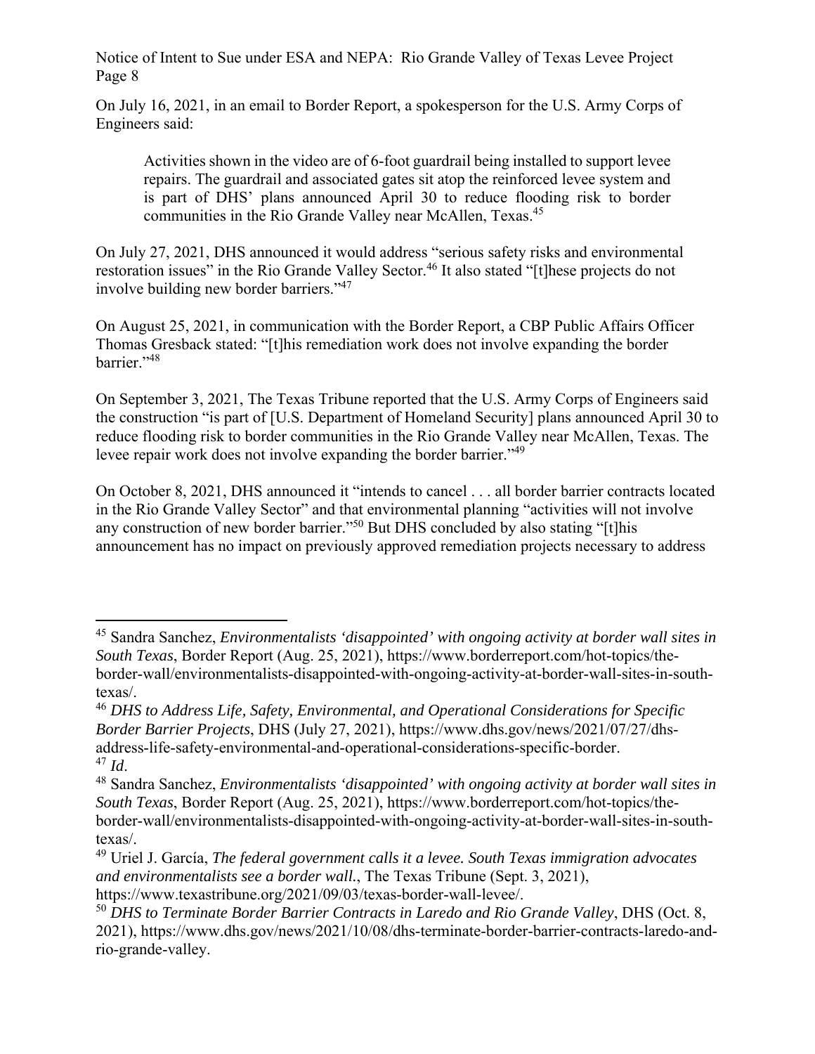On July 16, 2021, in an email to Border Report, a spokesperson for the U.S. Army Corps of Engineers said:

> Activities shown in the video are of 6-foot guardrail being installed to support levee repairs. The guardrail and associated gates sit atop the reinforced levee system and is part of DHS' plans announced April 30 to reduce flooding risk to border communities in the Rio Grande Valley near McAllen, Texas.[45]

On July 27, 2021, DHS announced it would address "serious safety risks and environmental restoration issues" in the Rio Grande Valley Sector.[46] It also stated "[t]hese projects do not involve building new border barriers."[47]

On August 25, 2021, in communication with the Border Report, a CBP Public Affairs Officer Thomas Gresback stated: "[t]his remediation work does not involve expanding the border barrier."[48]

On September 3, 2021, The Texas Tribune reported that the U.S. Army Corps of Engineers said the construction "is part of [U.S. Department of Homeland Security] plans announced April 30 to reduce flooding risk to border communities in the Rio Grande Valley near McAllen, Texas. The levee repair work does not involve expanding the border barrier."[49]

On October 8, 2021, DHS announced it "intends to cancel . . . all border barrier contracts located in the Rio Grande Valley Sector" and that environmental planning "activities will not involve any construction of new border barrier."[50] But DHS concluded by also stating "[t]his announcement has no impact on previously approved remediation projects necessary to address

---

[45] Sandra Sanchez, *Environmentalists 'disappointed' with ongoing activity at border wall sites in South Texas*, Border Report (Aug. 25, 2021), https://www.borderreport.com/hot-topics/the-border-wall/environmentalists-disappointed-with-ongoing-activity-at-border-wall-sites-in-south-texas/.

[46] *DHS to Address Life, Safety, Environmental, and Operational Considerations for Specific Border Barrier Projects*, DHS (July 27, 2021), https://www.dhs.gov/news/2021/07/27/dhs-address-life-safety-environmental-and-operational-considerations-specific-border.

[47] *Id*.

[48] Sandra Sanchez, *Environmentalists 'disappointed' with ongoing activity at border wall sites in South Texas*, Border Report (Aug. 25, 2021), https://www.borderreport.com/hot-topics/the-border-wall/environmentalists-disappointed-with-ongoing-activity-at-border-wall-sites-in-south-texas/.

[49] Uriel J. García, *The federal government calls it a levee. South Texas immigration advocates and environmentalists see a border wall.*, The Texas Tribune (Sept. 3, 2021), https://www.texastribune.org/2021/09/03/texas-border-wall-levee/.

[50] *DHS to Terminate Border Barrier Contracts in Laredo and Rio Grande Valley*, DHS (Oct. 8, 2021), https://www.dhs.gov/news/2021/10/08/dhs-terminate-border-barrier-contracts-laredo-and-rio-grande-valley.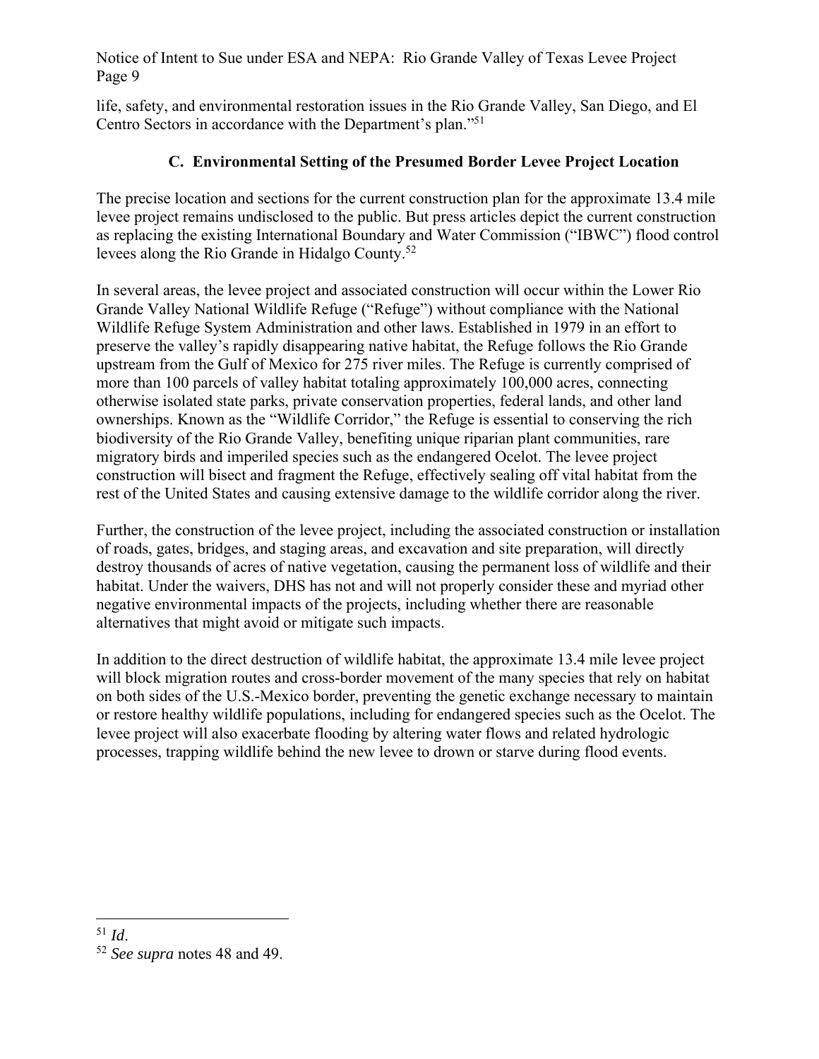life, safety, and environmental restoration issues in the Rio Grande Valley, San Diego, and El Centro Sectors in accordance with the Department's plan."[51]

### C. Environmental Setting of the Presumed Border Levee Project Location

The precise location and sections for the current construction plan for the approximate 13.4 mile levee project remains undisclosed to the public. But press articles depict the current construction as replacing the existing International Boundary and Water Commission ("IBWC") flood control levees along the Rio Grande in Hidalgo County.[52]

In several areas, the levee project and associated construction will occur within the Lower Rio Grande Valley National Wildlife Refuge ("Refuge") without compliance with the National Wildlife Refuge System Administration and other laws. Established in 1979 in an effort to preserve the valley's rapidly disappearing native habitat, the Refuge follows the Rio Grande upstream from the Gulf of Mexico for 275 river miles. The Refuge is currently comprised of more than 100 parcels of valley habitat totaling approximately 100,000 acres, connecting otherwise isolated state parks, private conservation properties, federal lands, and other land ownerships. Known as the "Wildlife Corridor," the Refuge is essential to conserving the rich biodiversity of the Rio Grande Valley, benefiting unique riparian plant communities, rare migratory birds and imperiled species such as the endangered Ocelot. The levee project construction will bisect and fragment the Refuge, effectively sealing off vital habitat from the rest of the United States and causing extensive damage to the wildlife corridor along the river.

Further, the construction of the levee project, including the associated construction or installation of roads, gates, bridges, and staging areas, and excavation and site preparation, will directly destroy thousands of acres of native vegetation, causing the permanent loss of wildlife and their habitat. Under the waivers, DHS has not and will not properly consider these and myriad other negative environmental impacts of the projects, including whether there are reasonable alternatives that might avoid or mitigate such impacts.

In addition to the direct destruction of wildlife habitat, the approximate 13.4 mile levee project will block migration routes and cross-border movement of the many species that rely on habitat on both sides of the U.S.-Mexico border, preventing the genetic exchange necessary to maintain or restore healthy wildlife populations, including for endangered species such as the Ocelot. The levee project will also exacerbate flooding by altering water flows and related hydrologic processes, trapping wildlife behind the new levee to drown or starve during flood events.

---

[51] *Id*.

[52] *See supra* notes 48 and 49.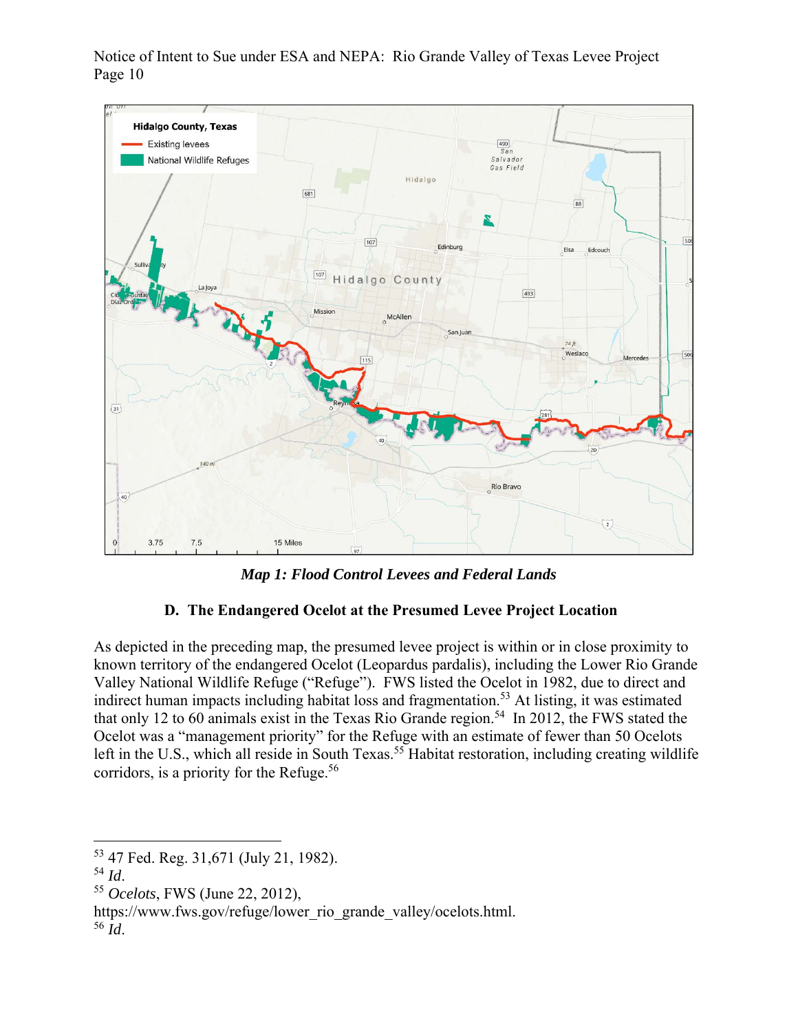*Map 1: Flood Control Levees and Federal Lands*

### D. The Endangered Ocelot at the Presumed Levee Project Location

As depicted in the preceding map, the presumed levee project is within or in close proximity to known territory of the endangered Ocelot (Leopardus pardalis), including the Lower Rio Grande Valley National Wildlife Refuge ("Refuge"). FWS listed the Ocelot in 1982, due to direct and indirect human impacts including habitat loss and fragmentation.[53] At listing, it was estimated that only 12 to 60 animals exist in the Texas Rio Grande region.[54] In 2012, the FWS stated the Ocelot was a "management priority" for the Refuge with an estimate of fewer than 50 Ocelots left in the U.S., which all reside in South Texas.[55] Habitat restoration, including creating wildlife corridors, is a priority for the Refuge.[56]

---

[53] 47 Fed. Reg. 31,671 (July 21, 1982).

[54] *Id*.

[55] *Ocelots*, FWS (June 22, 2012), https://www.fws.gov/refuge/lower_rio_grande_valley/ocelots.html.

[56] *Id*.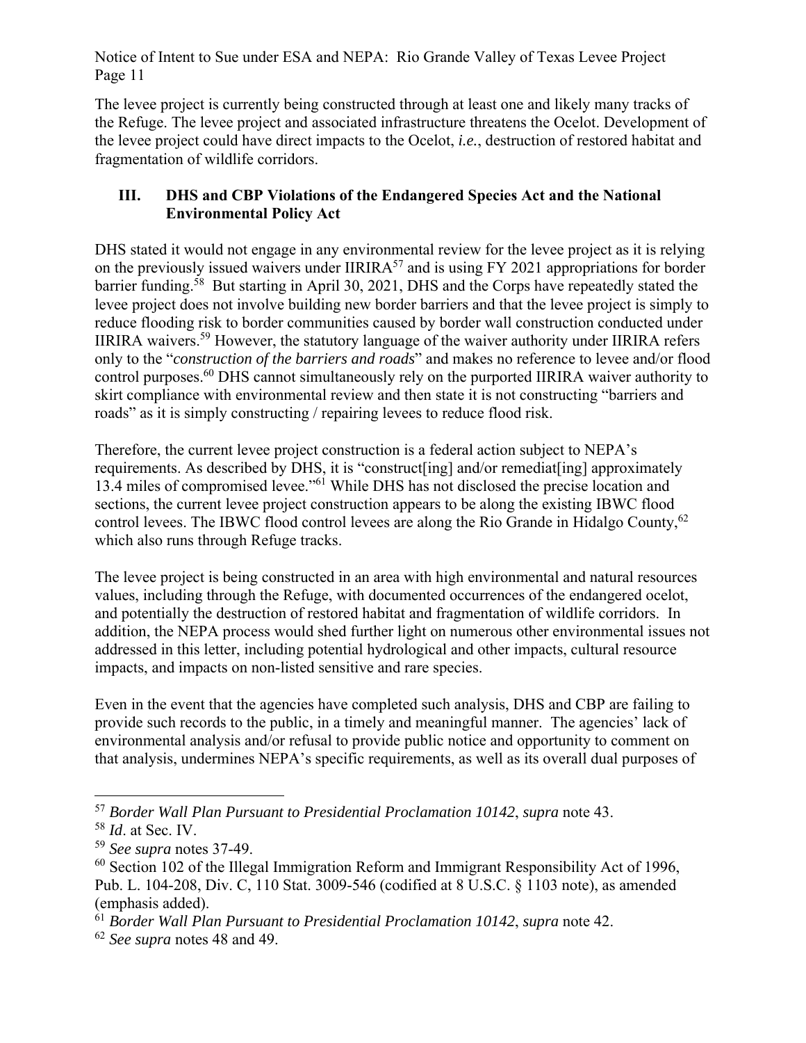The levee project is currently being constructed through at least one and likely many tracks of the Refuge. The levee project and associated infrastructure threatens the Ocelot. Development of the levee project could have direct impacts to the Ocelot, *i.e.*, destruction of restored habitat and fragmentation of wildlife corridors.

## III. DHS and CBP Violations of the Endangered Species Act and the National Environmental Policy Act

DHS stated it would not engage in any environmental review for the levee project as it is relying on the previously issued waivers under IIRIRA[57] and is using FY 2021 appropriations for border barrier funding.[58] But starting in April 30, 2021, DHS and the Corps have repeatedly stated the levee project does not involve building new border barriers and that the levee project is simply to reduce flooding risk to border communities caused by border wall construction conducted under IIRIRA waivers.[59] However, the statutory language of the waiver authority under IIRIRA refers only to the "*construction of the barriers and roads*" and makes no reference to levee and/or flood control purposes.[60] DHS cannot simultaneously rely on the purported IIRIRA waiver authority to skirt compliance with environmental review and then state it is not constructing "barriers and roads" as it is simply constructing / repairing levees to reduce flood risk.

Therefore, the current levee project construction is a federal action subject to NEPA's requirements. As described by DHS, it is "construct[ing] and/or remediat[ing] approximately 13.4 miles of compromised levee."[61] While DHS has not disclosed the precise location and sections, the current levee project construction appears to be along the existing IBWC flood control levees. The IBWC flood control levees are along the Rio Grande in Hidalgo County,[62] which also runs through Refuge tracks.

The levee project is being constructed in an area with high environmental and natural resources values, including through the Refuge, with documented occurrences of the endangered ocelot, and potentially the destruction of restored habitat and fragmentation of wildlife corridors. In addition, the NEPA process would shed further light on numerous other environmental issues not addressed in this letter, including potential hydrological and other impacts, cultural resource impacts, and impacts on non-listed sensitive and rare species.

Even in the event that the agencies have completed such analysis, DHS and CBP are failing to provide such records to the public, in a timely and meaningful manner. The agencies' lack of environmental analysis and/or refusal to provide public notice and opportunity to comment on that analysis, undermines NEPA's specific requirements, as well as its overall dual purposes of

---

[57] *Border Wall Plan Pursuant to Presidential Proclamation 10142*, *supra* note 43.

[58] *Id*. at Sec. IV.

[59] *See supra* notes 37-49.

[60] Section 102 of the Illegal Immigration Reform and Immigrant Responsibility Act of 1996, Pub. L. 104-208, Div. C, 110 Stat. 3009-546 (codified at 8 U.S.C. § 1103 note), as amended (emphasis added).

[61] *Border Wall Plan Pursuant to Presidential Proclamation 10142*, *supra* note 42.

[62] *See supra* notes 48 and 49.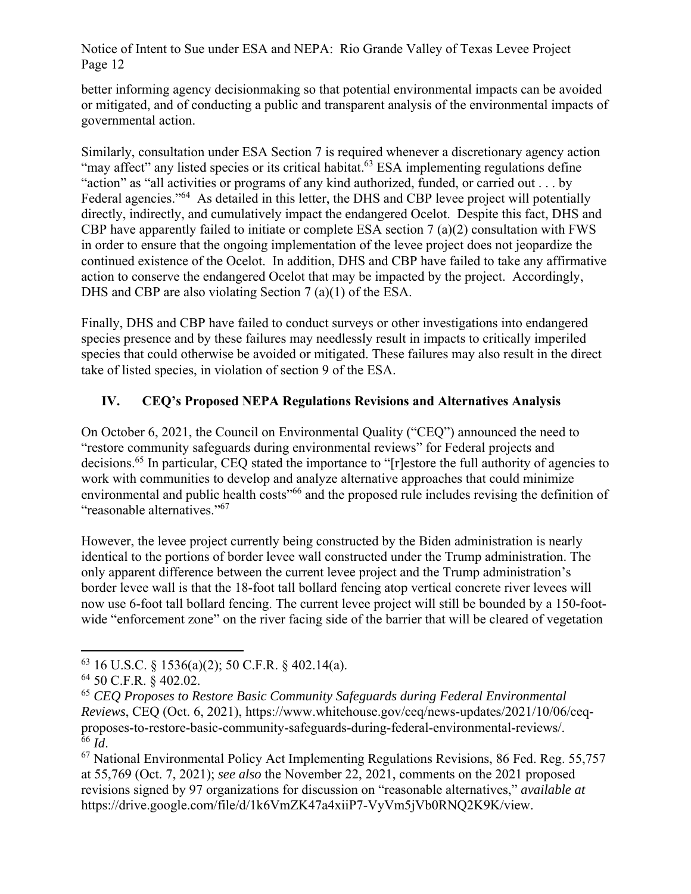better informing agency decisionmaking so that potential environmental impacts can be avoided or mitigated, and of conducting a public and transparent analysis of the environmental impacts of governmental action.

Similarly, consultation under ESA Section 7 is required whenever a discretionary agency action "may affect" any listed species or its critical habitat.[63] ESA implementing regulations define "action" as "all activities or programs of any kind authorized, funded, or carried out . . . by Federal agencies."[64] As detailed in this letter, the DHS and CBP levee project will potentially directly, indirectly, and cumulatively impact the endangered Ocelot. Despite this fact, DHS and CBP have apparently failed to initiate or complete ESA section 7 (a)(2) consultation with FWS in order to ensure that the ongoing implementation of the levee project does not jeopardize the continued existence of the Ocelot. In addition, DHS and CBP have failed to take any affirmative action to conserve the endangered Ocelot that may be impacted by the project. Accordingly, DHS and CBP are also violating Section 7 (a)(1) of the ESA.

Finally, DHS and CBP have failed to conduct surveys or other investigations into endangered species presence and by these failures may needlessly result in impacts to critically imperiled species that could otherwise be avoided or mitigated. These failures may also result in the direct take of listed species, in violation of section 9 of the ESA.

## IV. CEQ's Proposed NEPA Regulations Revisions and Alternatives Analysis

On October 6, 2021, the Council on Environmental Quality ("CEQ") announced the need to "restore community safeguards during environmental reviews" for Federal projects and decisions.[65] In particular, CEQ stated the importance to "[r]estore the full authority of agencies to work with communities to develop and analyze alternative approaches that could minimize environmental and public health costs"[66] and the proposed rule includes revising the definition of "reasonable alternatives."[67]

However, the levee project currently being constructed by the Biden administration is nearly identical to the portions of border levee wall constructed under the Trump administration. The only apparent difference between the current levee project and the Trump administration's border levee wall is that the 18-foot tall bollard fencing atop vertical concrete river levees will now use 6-foot tall bollard fencing. The current levee project will still be bounded by a 150-foot-wide "enforcement zone" on the river facing side of the barrier that will be cleared of vegetation

---

[63] 16 U.S.C. § 1536(a)(2); 50 C.F.R. § 402.14(a).

[64] 50 C.F.R. § 402.02.

[65] *CEQ Proposes to Restore Basic Community Safeguards during Federal Environmental Reviews*, CEQ (Oct. 6, 2021), https://www.whitehouse.gov/ceq/news-updates/2021/10/06/ceq-proposes-to-restore-basic-community-safeguards-during-federal-environmental-reviews/.

[66] *Id*.

[67] National Environmental Policy Act Implementing Regulations Revisions, 86 Fed. Reg. 55,757 at 55,769 (Oct. 7, 2021); *see also* the November 22, 2021, comments on the 2021 proposed revisions signed by 97 organizations for discussion on "reasonable alternatives," *available at* https://drive.google.com/file/d/1k6VmZK47a4xiiP7-VyVm5jVb0RNQ2K9K/view.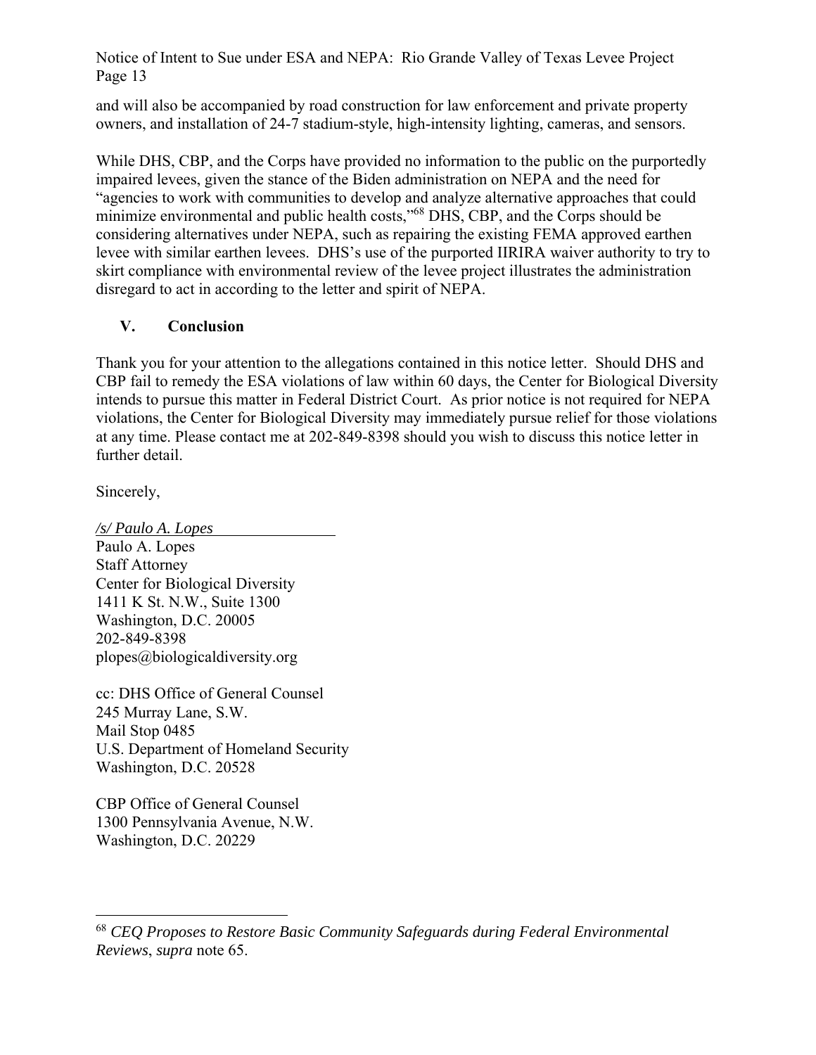and will also be accompanied by road construction for law enforcement and private property owners, and installation of 24-7 stadium-style, high-intensity lighting, cameras, and sensors.

While DHS, CBP, and the Corps have provided no information to the public on the purportedly impaired levees, given the stance of the Biden administration on NEPA and the need for "agencies to work with communities to develop and analyze alternative approaches that could minimize environmental and public health costs,"[68] DHS, CBP, and the Corps should be considering alternatives under NEPA, such as repairing the existing FEMA approved earthen levee with similar earthen levees. DHS's use of the purported IIRIRA waiver authority to try to skirt compliance with environmental review of the levee project illustrates the administration disregard to act in according to the letter and spirit of NEPA.

## V. Conclusion

Thank you for your attention to the allegations contained in this notice letter. Should DHS and CBP fail to remedy the ESA violations of law within 60 days, the Center for Biological Diversity intends to pursue this matter in Federal District Court. As prior notice is not required for NEPA violations, the Center for Biological Diversity may immediately pursue relief for those violations at any time. Please contact me at 202-849-8398 should you wish to discuss this notice letter in further detail.

Sincerely,

*/s/ Paulo A. Lopes*
Paulo A. Lopes
Staff Attorney
Center for Biological Diversity
1411 K St. N.W., Suite 1300
Washington, D.C. 20005
202-849-8398
plopes@biologicaldiversity.org

cc: DHS Office of General Counsel
245 Murray Lane, S.W.
Mail Stop 0485
U.S. Department of Homeland Security
Washington, D.C. 20528

CBP Office of General Counsel
1300 Pennsylvania Avenue, N.W.
Washington, D.C. 20229

---

[68] *CEQ Proposes to Restore Basic Community Safeguards during Federal Environmental Reviews*, *supra* note 65.